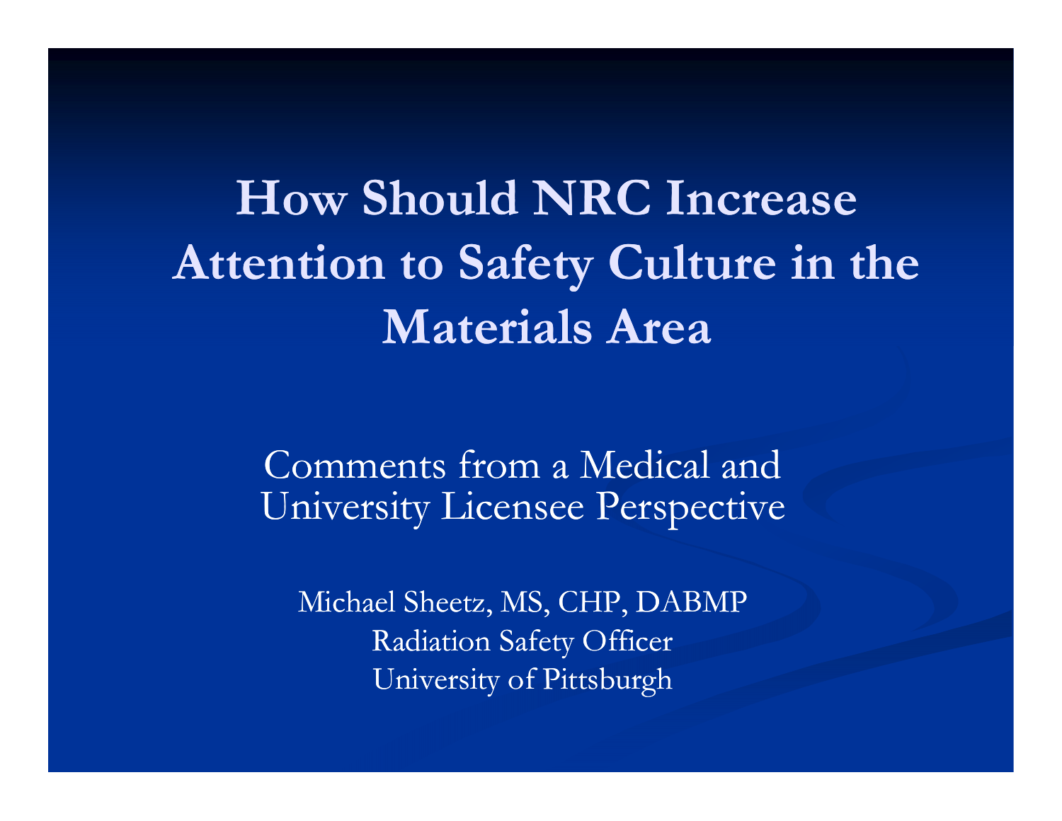# How Should NRC Increase Attention to Safety Culture in the Materials Area

Comments from a Medical and University Licensee Perspective

Michael Sheetz, MS, CHP, DABMP
Radiation Safety Officer
University of Pittsburgh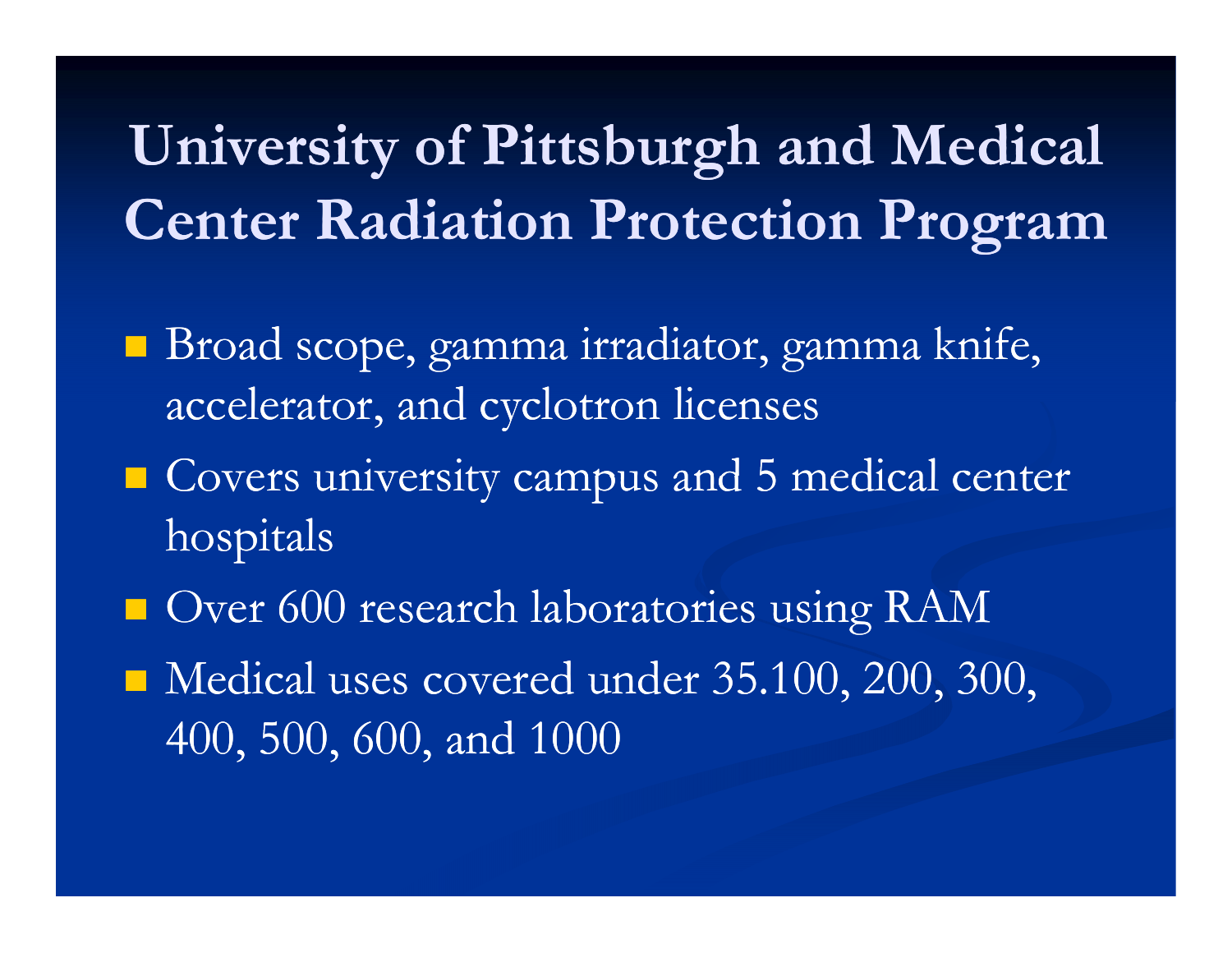# University of Pittsburgh and Medical Center Radiation Protection Program

- Broad scope, gamma irradiator, gamma knife, accelerator, and cyclotron licenses
- Covers university campus and 5 medical center hospitals
- Over 600 research laboratories using RAM
- Medical uses covered under 35.100, 200, 300, 400, 500, 600, and 1000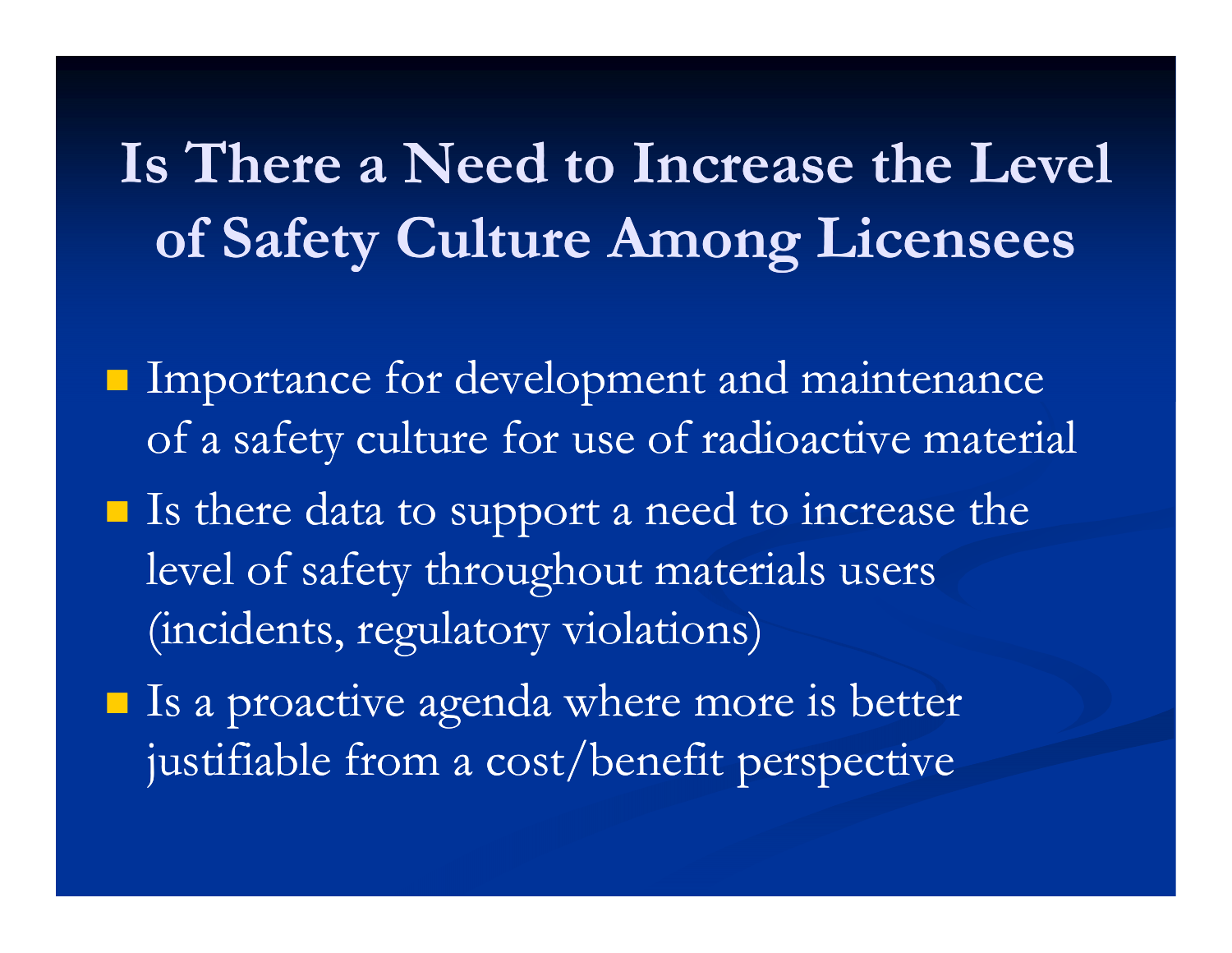# Is There a Need to Increase the Level of Safety Culture Among Licensees

- Importance for development and maintenance of a safety culture for use of radioactive material
- Is there data to support a need to increase the level of safety throughout materials users (incidents, regulatory violations)
- Is a proactive agenda where more is better justifiable from a cost/benefit perspective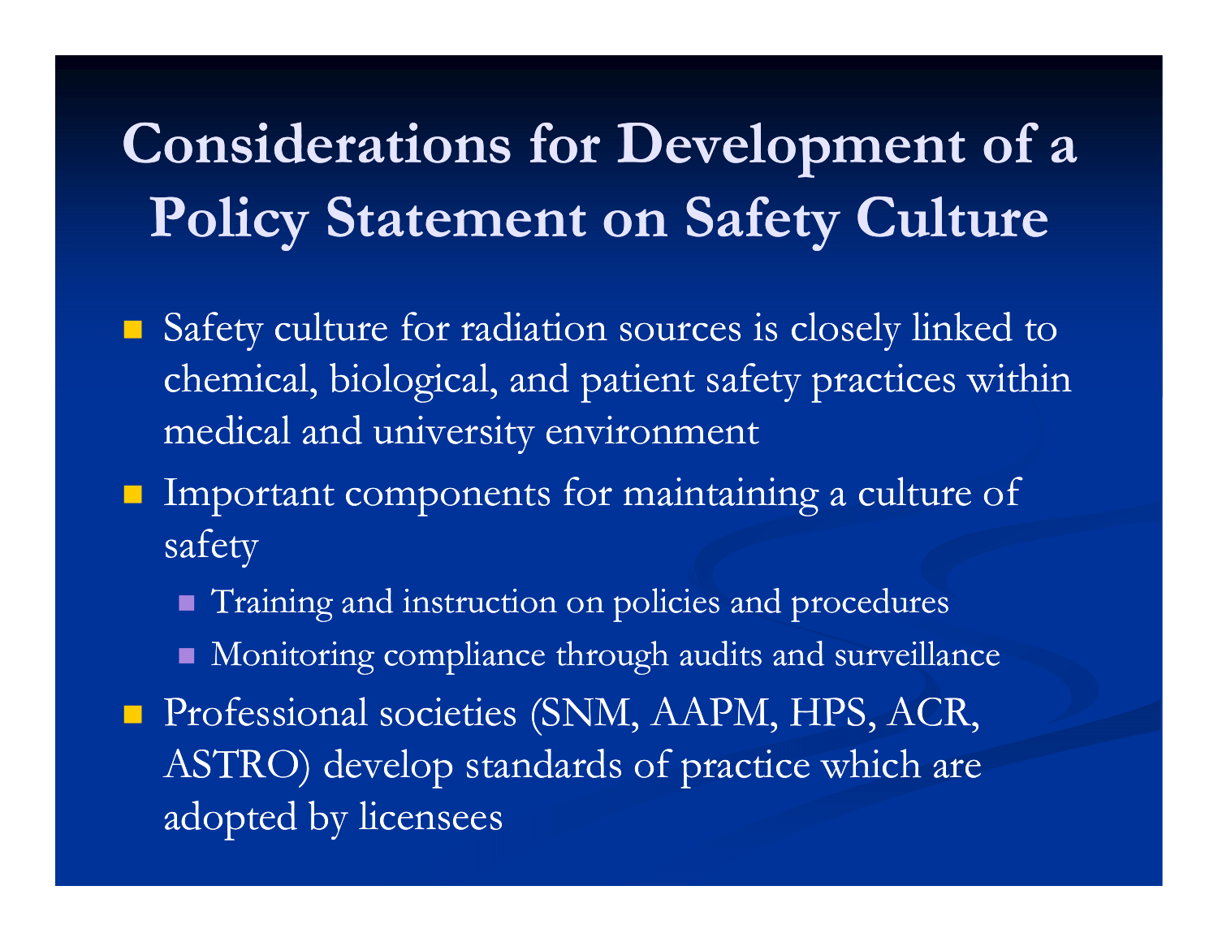# Considerations for Development of a Policy Statement on Safety Culture

- Safety culture for radiation sources is closely linked to chemical, biological, and patient safety practices within medical and university environment
- Important components for maintaining a culture of safety
  - Training and instruction on policies and procedures
  - Monitoring compliance through audits and surveillance
- Professional societies (SNM, AAPM, HPS, ACR, ASTRO) develop standards of practice which are adopted by licensees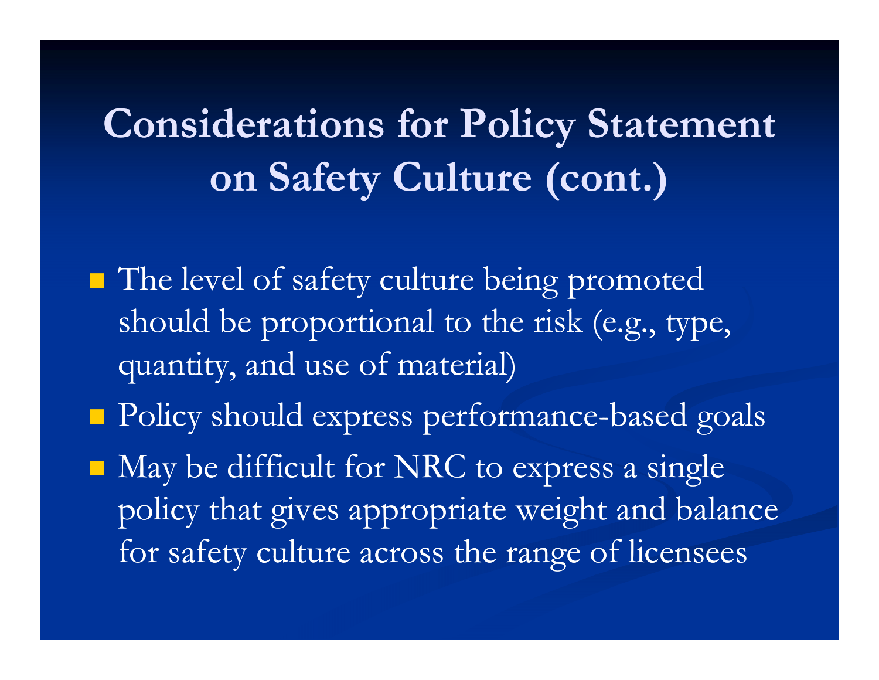# Considerations for Policy Statement on Safety Culture (cont.)

- The level of safety culture being promoted should be proportional to the risk (e.g., type, quantity, and use of material)
- Policy should express performance-based goals
- May be difficult for NRC to express a single policy that gives appropriate weight and balance for safety culture across the range of licensees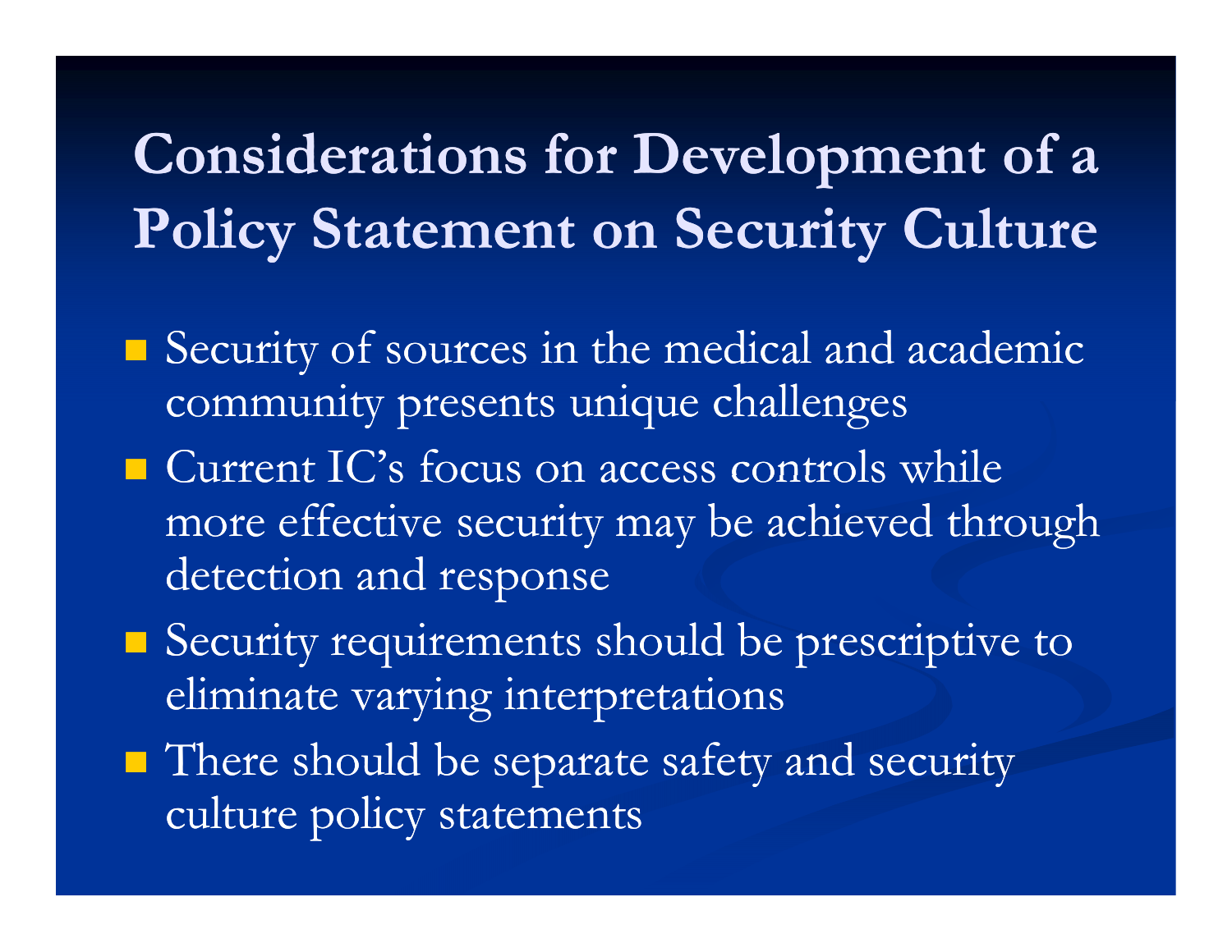# Considerations for Development of a Policy Statement on Security Culture

- Security of sources in the medical and academic community presents unique challenges
- Current IC's focus on access controls while more effective security may be achieved through detection and response
- Security requirements should be prescriptive to eliminate varying interpretations
- There should be separate safety and security culture policy statements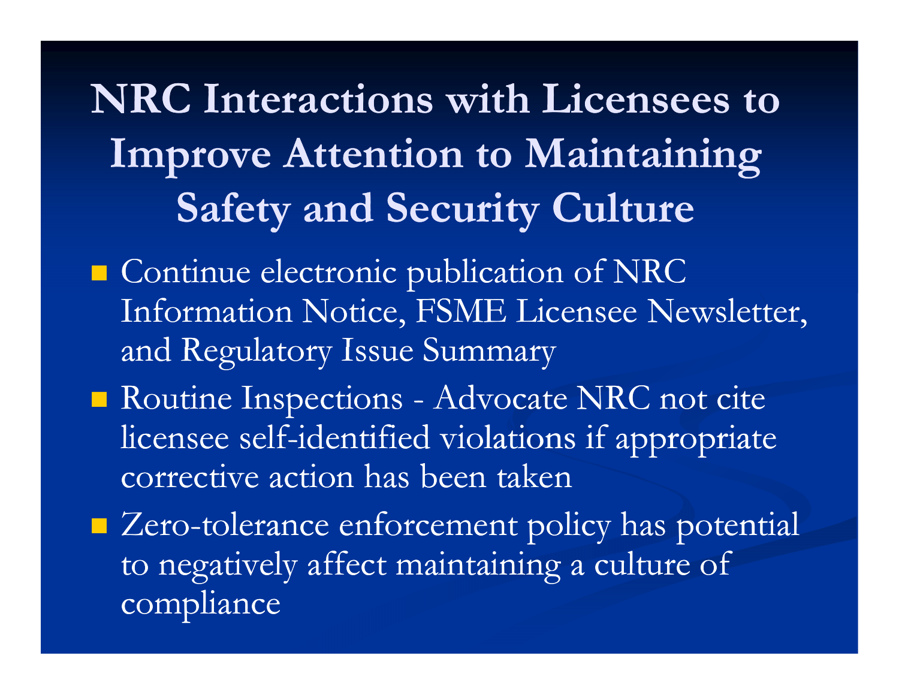# NRC Interactions with Licensees to Improve Attention to Maintaining Safety and Security Culture

- Continue electronic publication of NRC Information Notice, FSME Licensee Newsletter, and Regulatory Issue Summary
- Routine Inspections - Advocate NRC not cite licensee self-identified violations if appropriate corrective action has been taken
- Zero-tolerance enforcement policy has potential to negatively affect maintaining a culture of compliance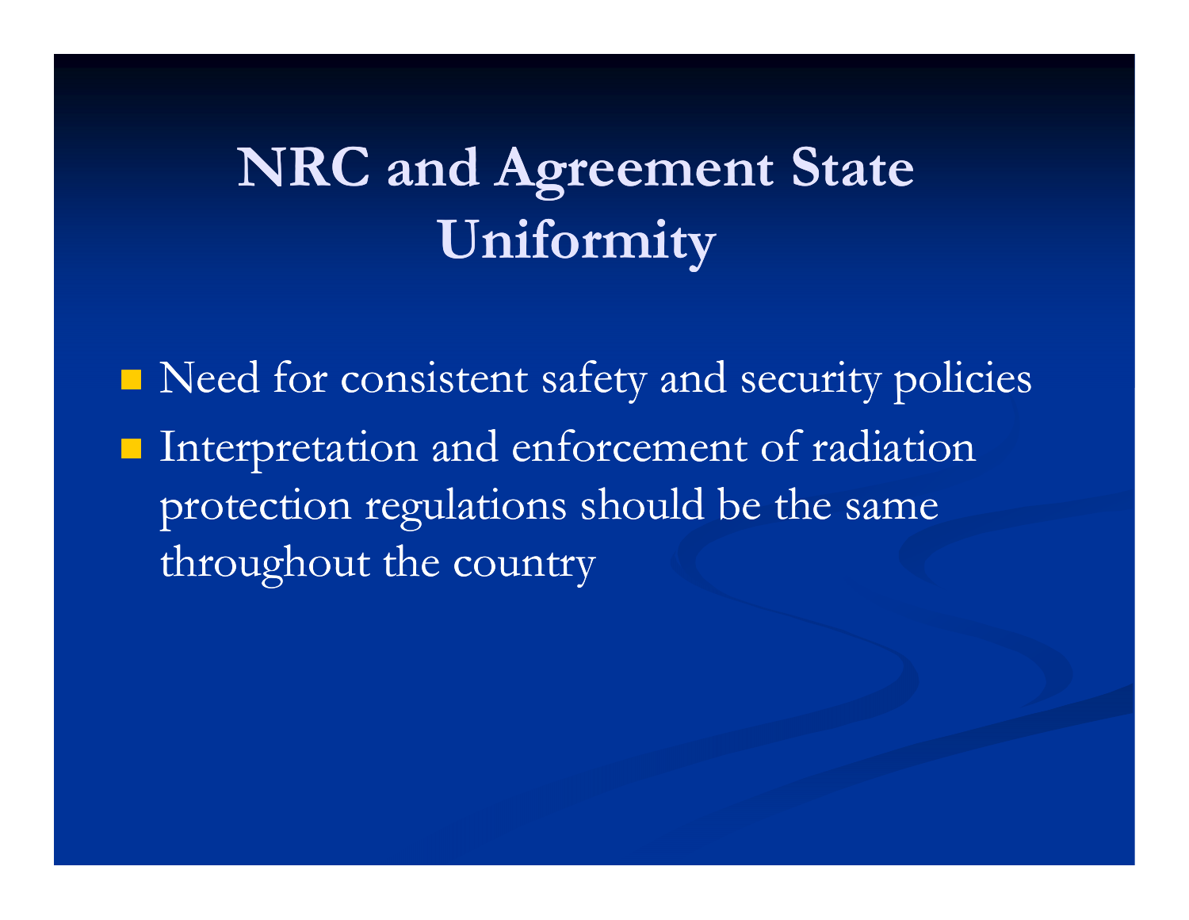# NRC and Agreement State Uniformity

- Need for consistent safety and security policies
- Interpretation and enforcement of radiation protection regulations should be the same throughout the country